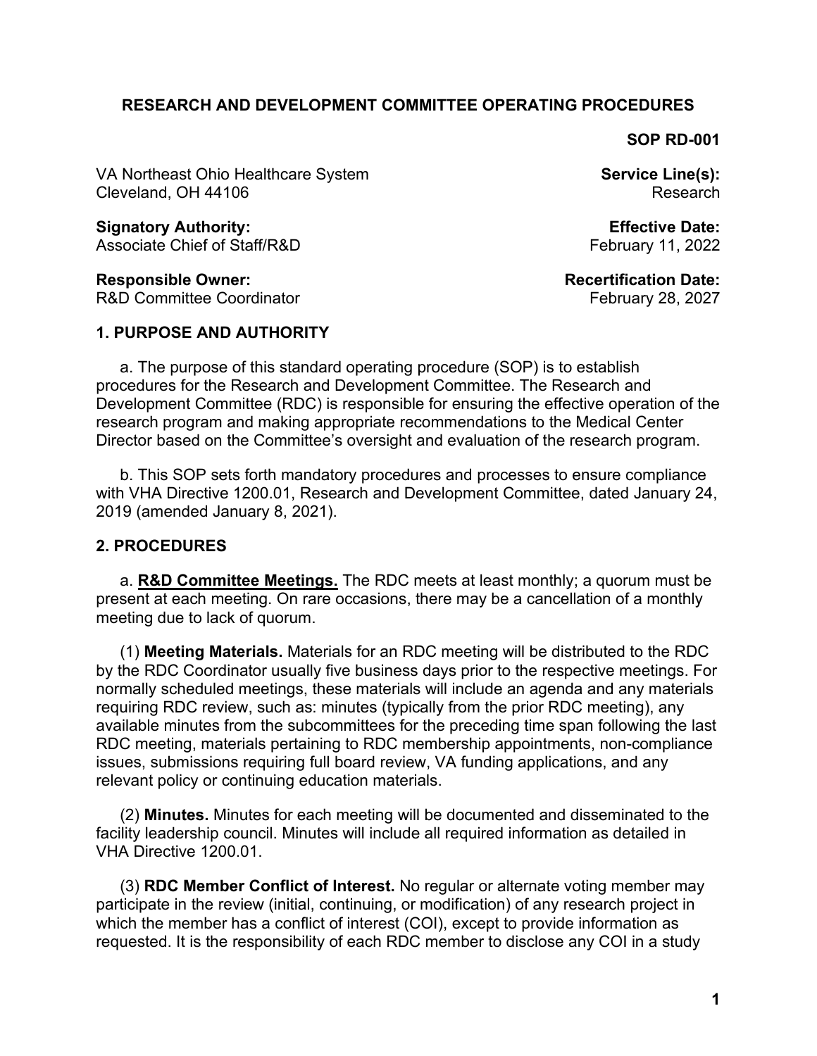**RESEARCH AND DEVELOPMENT COMMITTEE OPERATING PROCEDURES**

**SOP RD-001**

VA Northeast Ohio Healthcare System
Cleveland, OH 44106

**Service Line(s):**
Research

**Signatory Authority:**
Associate Chief of Staff/R&D

**Effective Date:**
February 11, 2022

**Responsible Owner:**
R&D Committee Coordinator

**Recertification Date:**
February 28, 2027

## 1. PURPOSE AND AUTHORITY

a. The purpose of this standard operating procedure (SOP) is to establish procedures for the Research and Development Committee. The Research and Development Committee (RDC) is responsible for ensuring the effective operation of the research program and making appropriate recommendations to the Medical Center Director based on the Committee's oversight and evaluation of the research program.

b. This SOP sets forth mandatory procedures and processes to ensure compliance with VHA Directive 1200.01, Research and Development Committee, dated January 24, 2019 (amended January 8, 2021).

## 2. PROCEDURES

a. **<u>R&D Committee Meetings.</u>** The RDC meets at least monthly; a quorum must be present at each meeting. On rare occasions, there may be a cancellation of a monthly meeting due to lack of quorum.

(1) **Meeting Materials.** Materials for an RDC meeting will be distributed to the RDC by the RDC Coordinator usually five business days prior to the respective meetings. For normally scheduled meetings, these materials will include an agenda and any materials requiring RDC review, such as: minutes (typically from the prior RDC meeting), any available minutes from the subcommittees for the preceding time span following the last RDC meeting, materials pertaining to RDC membership appointments, non-compliance issues, submissions requiring full board review, VA funding applications, and any relevant policy or continuing education materials.

(2) **Minutes.** Minutes for each meeting will be documented and disseminated to the facility leadership council. Minutes will include all required information as detailed in VHA Directive 1200.01.

(3) **RDC Member Conflict of Interest.** No regular or alternate voting member may participate in the review (initial, continuing, or modification) of any research project in which the member has a conflict of interest (COI), except to provide information as requested. It is the responsibility of each RDC member to disclose any COI in a study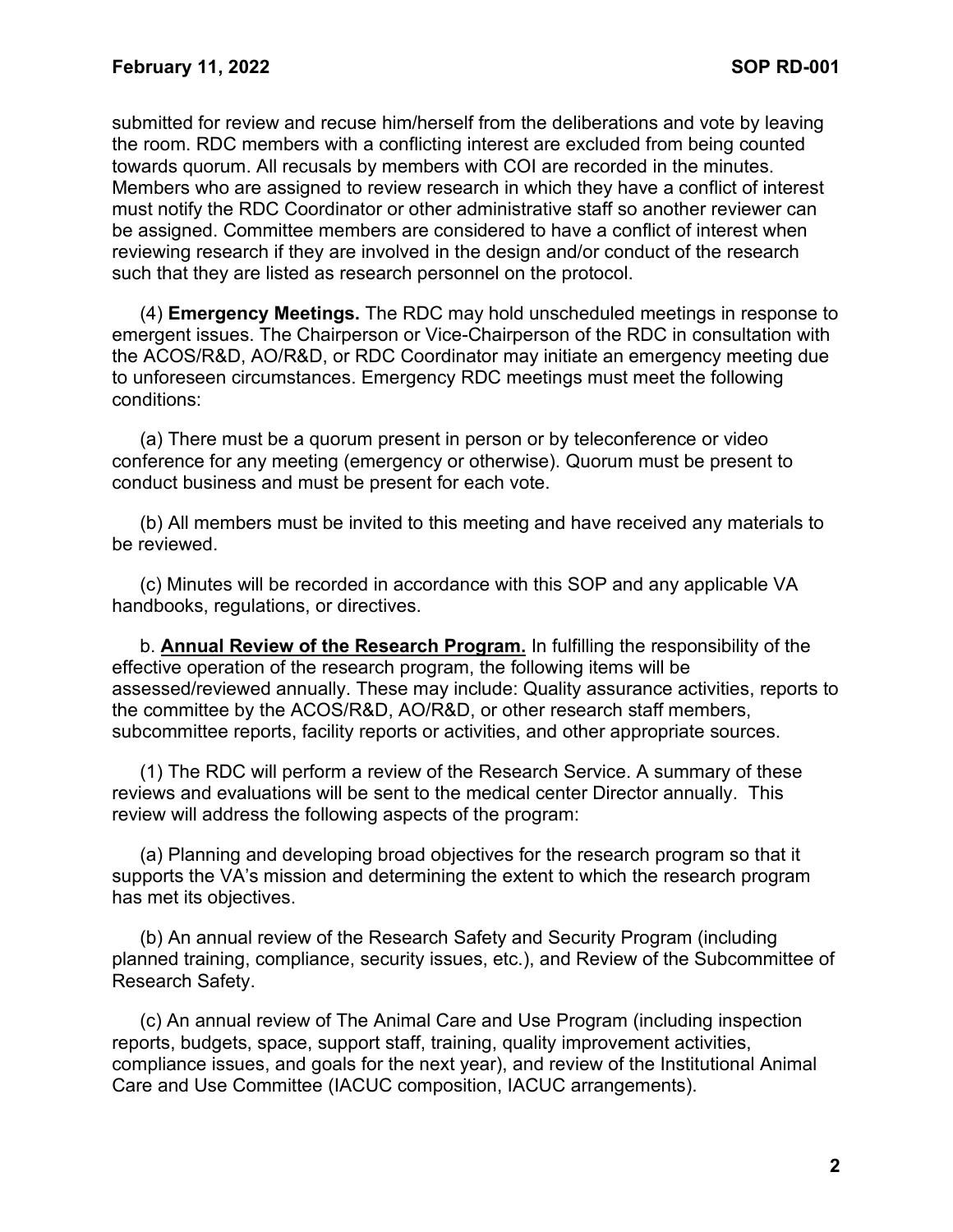submitted for review and recuse him/herself from the deliberations and vote by leaving the room. RDC members with a conflicting interest are excluded from being counted towards quorum. All recusals by members with COI are recorded in the minutes. Members who are assigned to review research in which they have a conflict of interest must notify the RDC Coordinator or other administrative staff so another reviewer can be assigned. Committee members are considered to have a conflict of interest when reviewing research if they are involved in the design and/or conduct of the research such that they are listed as research personnel on the protocol.

(4) **Emergency Meetings.** The RDC may hold unscheduled meetings in response to emergent issues. The Chairperson or Vice-Chairperson of the RDC in consultation with the ACOS/R&D, AO/R&D, or RDC Coordinator may initiate an emergency meeting due to unforeseen circumstances. Emergency RDC meetings must meet the following conditions:

(a) There must be a quorum present in person or by teleconference or video conference for any meeting (emergency or otherwise). Quorum must be present to conduct business and must be present for each vote.

(b) All members must be invited to this meeting and have received any materials to be reviewed.

(c) Minutes will be recorded in accordance with this SOP and any applicable VA handbooks, regulations, or directives.

b. **Annual Review of the Research Program.** In fulfilling the responsibility of the effective operation of the research program, the following items will be assessed/reviewed annually. These may include: Quality assurance activities, reports to the committee by the ACOS/R&D, AO/R&D, or other research staff members, subcommittee reports, facility reports or activities, and other appropriate sources.

(1) The RDC will perform a review of the Research Service. A summary of these reviews and evaluations will be sent to the medical center Director annually. This review will address the following aspects of the program:

(a) Planning and developing broad objectives for the research program so that it supports the VA's mission and determining the extent to which the research program has met its objectives.

(b) An annual review of the Research Safety and Security Program (including planned training, compliance, security issues, etc.), and Review of the Subcommittee of Research Safety.

(c) An annual review of The Animal Care and Use Program (including inspection reports, budgets, space, support staff, training, quality improvement activities, compliance issues, and goals for the next year), and review of the Institutional Animal Care and Use Committee (IACUC composition, IACUC arrangements).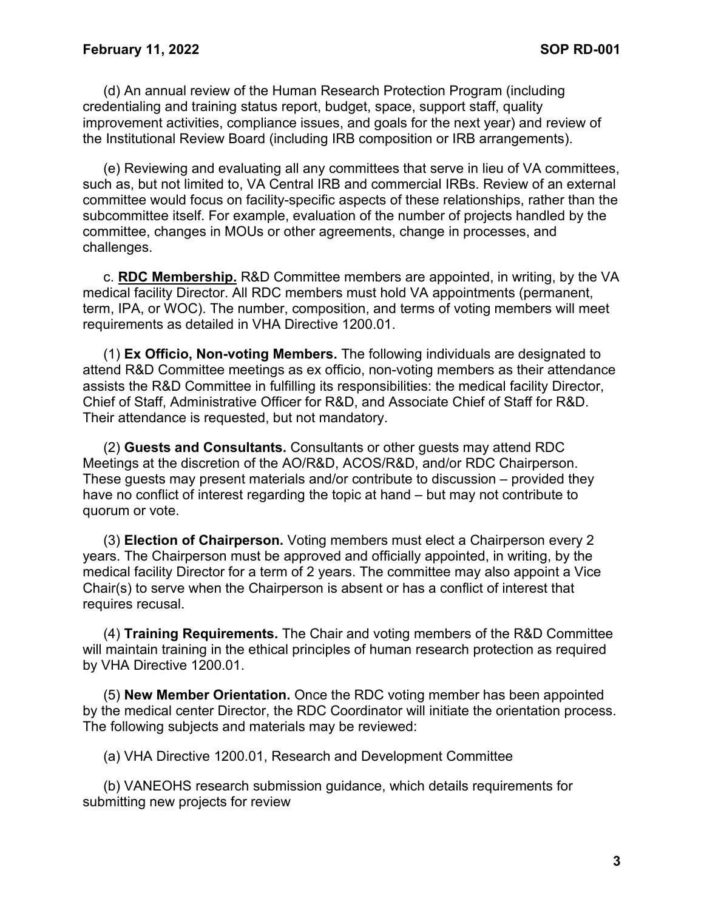(d) An annual review of the Human Research Protection Program (including credentialing and training status report, budget, space, support staff, quality improvement activities, compliance issues, and goals for the next year) and review of the Institutional Review Board (including IRB composition or IRB arrangements).

(e) Reviewing and evaluating all any committees that serve in lieu of VA committees, such as, but not limited to, VA Central IRB and commercial IRBs. Review of an external committee would focus on facility-specific aspects of these relationships, rather than the subcommittee itself. For example, evaluation of the number of projects handled by the committee, changes in MOUs or other agreements, change in processes, and challenges.

c. **RDC Membership.** R&D Committee members are appointed, in writing, by the VA medical facility Director. All RDC members must hold VA appointments (permanent, term, IPA, or WOC). The number, composition, and terms of voting members will meet requirements as detailed in VHA Directive 1200.01.

(1) **Ex Officio, Non-voting Members.** The following individuals are designated to attend R&D Committee meetings as ex officio, non-voting members as their attendance assists the R&D Committee in fulfilling its responsibilities: the medical facility Director, Chief of Staff, Administrative Officer for R&D, and Associate Chief of Staff for R&D. Their attendance is requested, but not mandatory.

(2) **Guests and Consultants.** Consultants or other guests may attend RDC Meetings at the discretion of the AO/R&D, ACOS/R&D, and/or RDC Chairperson. These guests may present materials and/or contribute to discussion – provided they have no conflict of interest regarding the topic at hand – but may not contribute to quorum or vote.

(3) **Election of Chairperson.** Voting members must elect a Chairperson every 2 years. The Chairperson must be approved and officially appointed, in writing, by the medical facility Director for a term of 2 years. The committee may also appoint a Vice Chair(s) to serve when the Chairperson is absent or has a conflict of interest that requires recusal.

(4) **Training Requirements.** The Chair and voting members of the R&D Committee will maintain training in the ethical principles of human research protection as required by VHA Directive 1200.01.

(5) **New Member Orientation.** Once the RDC voting member has been appointed by the medical center Director, the RDC Coordinator will initiate the orientation process. The following subjects and materials may be reviewed:

(a) VHA Directive 1200.01, Research and Development Committee

(b) VANEOHS research submission guidance, which details requirements for submitting new projects for review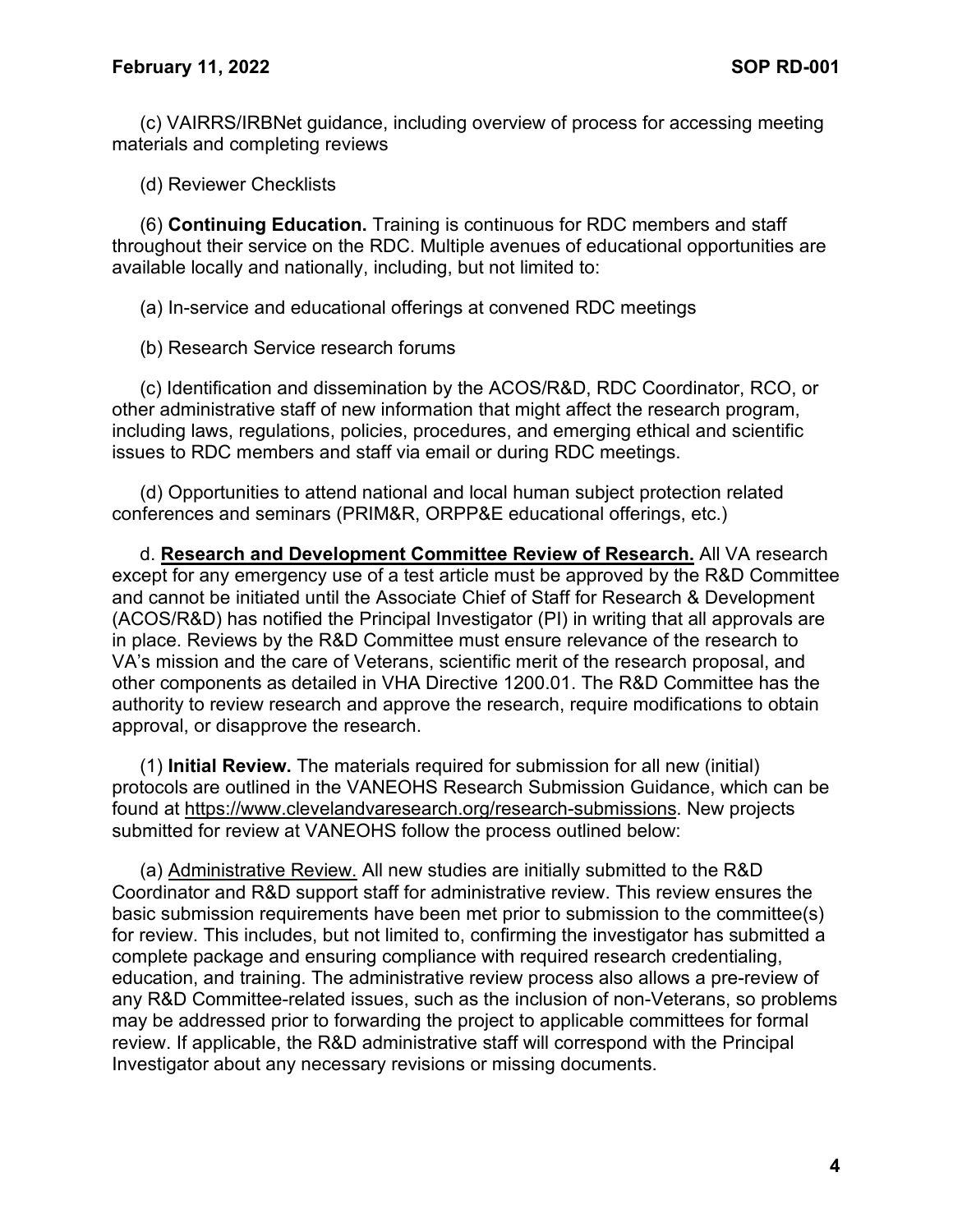(c) VAIRRS/IRBNet guidance, including overview of process for accessing meeting materials and completing reviews

(d) Reviewer Checklists

(6) **Continuing Education.** Training is continuous for RDC members and staff throughout their service on the RDC. Multiple avenues of educational opportunities are available locally and nationally, including, but not limited to:

(a) In-service and educational offerings at convened RDC meetings

(b) Research Service research forums

(c) Identification and dissemination by the ACOS/R&D, RDC Coordinator, RCO, or other administrative staff of new information that might affect the research program, including laws, regulations, policies, procedures, and emerging ethical and scientific issues to RDC members and staff via email or during RDC meetings.

(d) Opportunities to attend national and local human subject protection related conferences and seminars (PRIM&R, ORPP&E educational offerings, etc.)

d. **Research and Development Committee Review of Research.** All VA research except for any emergency use of a test article must be approved by the R&D Committee and cannot be initiated until the Associate Chief of Staff for Research & Development (ACOS/R&D) has notified the Principal Investigator (PI) in writing that all approvals are in place. Reviews by the R&D Committee must ensure relevance of the research to VA's mission and the care of Veterans, scientific merit of the research proposal, and other components as detailed in VHA Directive 1200.01. The R&D Committee has the authority to review research and approve the research, require modifications to obtain approval, or disapprove the research.

(1) **Initial Review.** The materials required for submission for all new (initial) protocols are outlined in the VANEOHS Research Submission Guidance, which can be found at https://www.clevelandvaresearch.org/research-submissions. New projects submitted for review at VANEOHS follow the process outlined below:

(a) Administrative Review. All new studies are initially submitted to the R&D Coordinator and R&D support staff for administrative review. This review ensures the basic submission requirements have been met prior to submission to the committee(s) for review. This includes, but not limited to, confirming the investigator has submitted a complete package and ensuring compliance with required research credentialing, education, and training. The administrative review process also allows a pre-review of any R&D Committee-related issues, such as the inclusion of non-Veterans, so problems may be addressed prior to forwarding the project to applicable committees for formal review. If applicable, the R&D administrative staff will correspond with the Principal Investigator about any necessary revisions or missing documents.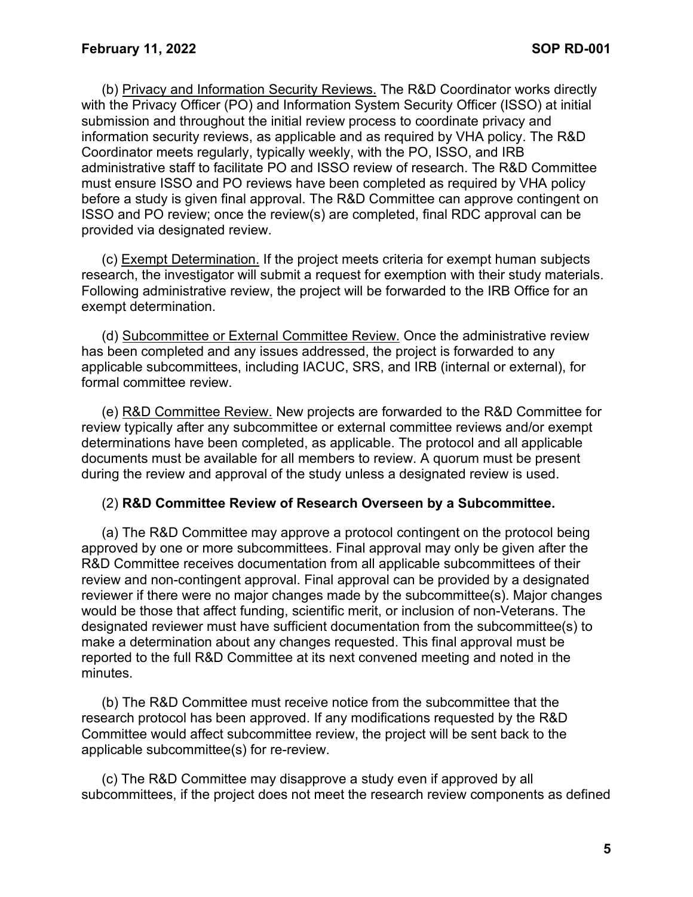(b) Privacy and Information Security Reviews. The R&D Coordinator works directly with the Privacy Officer (PO) and Information System Security Officer (ISSO) at initial submission and throughout the initial review process to coordinate privacy and information security reviews, as applicable and as required by VHA policy. The R&D Coordinator meets regularly, typically weekly, with the PO, ISSO, and IRB administrative staff to facilitate PO and ISSO review of research. The R&D Committee must ensure ISSO and PO reviews have been completed as required by VHA policy before a study is given final approval. The R&D Committee can approve contingent on ISSO and PO review; once the review(s) are completed, final RDC approval can be provided via designated review.

(c) Exempt Determination. If the project meets criteria for exempt human subjects research, the investigator will submit a request for exemption with their study materials. Following administrative review, the project will be forwarded to the IRB Office for an exempt determination.

(d) Subcommittee or External Committee Review. Once the administrative review has been completed and any issues addressed, the project is forwarded to any applicable subcommittees, including IACUC, SRS, and IRB (internal or external), for formal committee review.

(e) R&D Committee Review. New projects are forwarded to the R&D Committee for review typically after any subcommittee or external committee reviews and/or exempt determinations have been completed, as applicable. The protocol and all applicable documents must be available for all members to review. A quorum must be present during the review and approval of the study unless a designated review is used.

(2) **R&D Committee Review of Research Overseen by a Subcommittee.**

(a) The R&D Committee may approve a protocol contingent on the protocol being approved by one or more subcommittees. Final approval may only be given after the R&D Committee receives documentation from all applicable subcommittees of their review and non-contingent approval. Final approval can be provided by a designated reviewer if there were no major changes made by the subcommittee(s). Major changes would be those that affect funding, scientific merit, or inclusion of non-Veterans. The designated reviewer must have sufficient documentation from the subcommittee(s) to make a determination about any changes requested. This final approval must be reported to the full R&D Committee at its next convened meeting and noted in the minutes.

(b) The R&D Committee must receive notice from the subcommittee that the research protocol has been approved. If any modifications requested by the R&D Committee would affect subcommittee review, the project will be sent back to the applicable subcommittee(s) for re-review.

(c) The R&D Committee may disapprove a study even if approved by all subcommittees, if the project does not meet the research review components as defined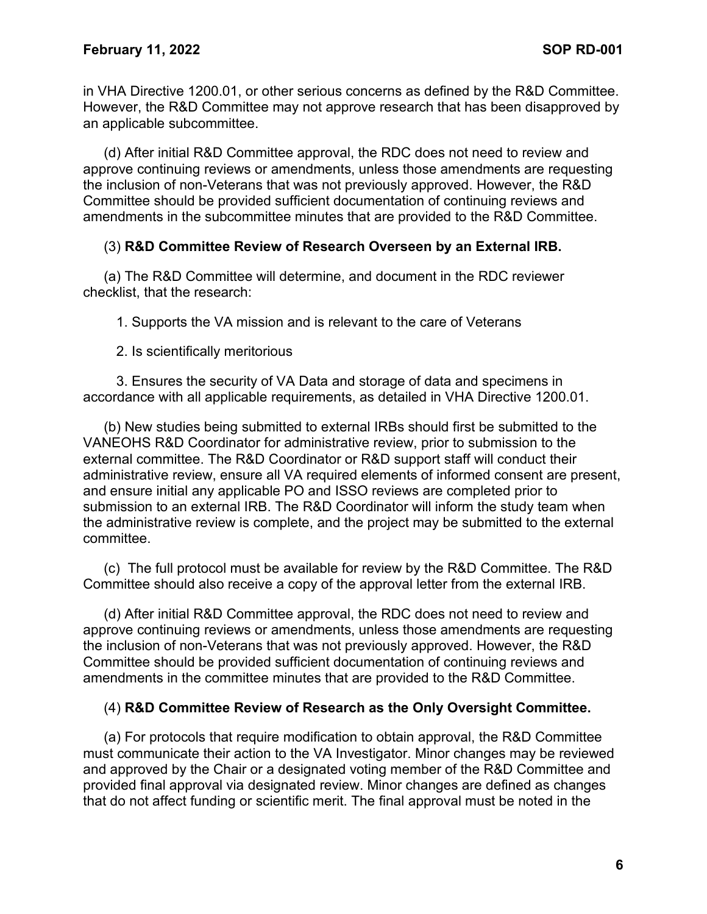in VHA Directive 1200.01, or other serious concerns as defined by the R&D Committee. However, the R&D Committee may not approve research that has been disapproved by an applicable subcommittee.

(d) After initial R&D Committee approval, the RDC does not need to review and approve continuing reviews or amendments, unless those amendments are requesting the inclusion of non-Veterans that was not previously approved. However, the R&D Committee should be provided sufficient documentation of continuing reviews and amendments in the subcommittee minutes that are provided to the R&D Committee.

(3) **R&D Committee Review of Research Overseen by an External IRB.**

(a) The R&D Committee will determine, and document in the RDC reviewer checklist, that the research:

1. Supports the VA mission and is relevant to the care of Veterans

2. Is scientifically meritorious

3. Ensures the security of VA Data and storage of data and specimens in accordance with all applicable requirements, as detailed in VHA Directive 1200.01.

(b) New studies being submitted to external IRBs should first be submitted to the VANEOHS R&D Coordinator for administrative review, prior to submission to the external committee. The R&D Coordinator or R&D support staff will conduct their administrative review, ensure all VA required elements of informed consent are present, and ensure initial any applicable PO and ISSO reviews are completed prior to submission to an external IRB. The R&D Coordinator will inform the study team when the administrative review is complete, and the project may be submitted to the external committee.

(c) The full protocol must be available for review by the R&D Committee. The R&D Committee should also receive a copy of the approval letter from the external IRB.

(d) After initial R&D Committee approval, the RDC does not need to review and approve continuing reviews or amendments, unless those amendments are requesting the inclusion of non-Veterans that was not previously approved. However, the R&D Committee should be provided sufficient documentation of continuing reviews and amendments in the committee minutes that are provided to the R&D Committee.

(4) **R&D Committee Review of Research as the Only Oversight Committee.**

(a) For protocols that require modification to obtain approval, the R&D Committee must communicate their action to the VA Investigator. Minor changes may be reviewed and approved by the Chair or a designated voting member of the R&D Committee and provided final approval via designated review. Minor changes are defined as changes that do not affect funding or scientific merit. The final approval must be noted in the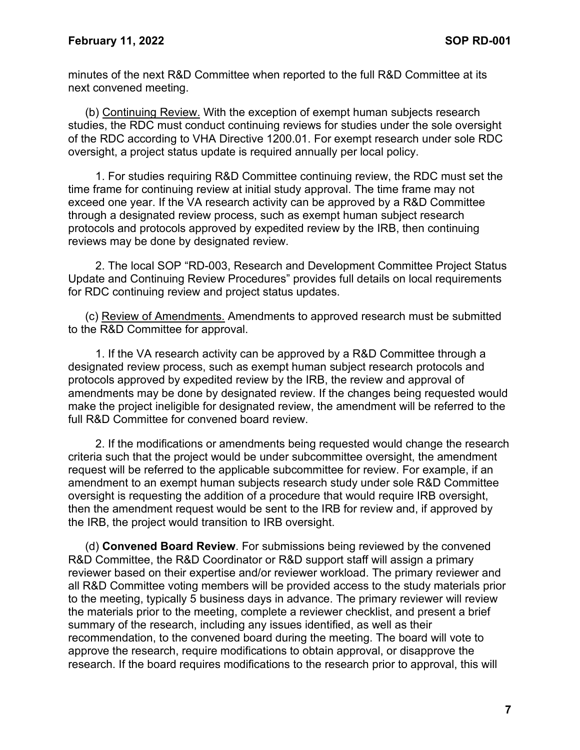minutes of the next R&D Committee when reported to the full R&D Committee at its next convened meeting.

(b) <u>Continuing Review.</u> With the exception of exempt human subjects research studies, the RDC must conduct continuing reviews for studies under the sole oversight of the RDC according to VHA Directive 1200.01. For exempt research under sole RDC oversight, a project status update is required annually per local policy.

1. For studies requiring R&D Committee continuing review, the RDC must set the time frame for continuing review at initial study approval. The time frame may not exceed one year. If the VA research activity can be approved by a R&D Committee through a designated review process, such as exempt human subject research protocols and protocols approved by expedited review by the IRB, then continuing reviews may be done by designated review.

2. The local SOP "RD-003, Research and Development Committee Project Status Update and Continuing Review Procedures" provides full details on local requirements for RDC continuing review and project status updates.

(c) <u>Review of Amendments.</u> Amendments to approved research must be submitted to the R&D Committee for approval.

1. If the VA research activity can be approved by a R&D Committee through a designated review process, such as exempt human subject research protocols and protocols approved by expedited review by the IRB, the review and approval of amendments may be done by designated review. If the changes being requested would make the project ineligible for designated review, the amendment will be referred to the full R&D Committee for convened board review.

2. If the modifications or amendments being requested would change the research criteria such that the project would be under subcommittee oversight, the amendment request will be referred to the applicable subcommittee for review. For example, if an amendment to an exempt human subjects research study under sole R&D Committee oversight is requesting the addition of a procedure that would require IRB oversight, then the amendment request would be sent to the IRB for review and, if approved by the IRB, the project would transition to IRB oversight.

(d) **Convened Board Review**. For submissions being reviewed by the convened R&D Committee, the R&D Coordinator or R&D support staff will assign a primary reviewer based on their expertise and/or reviewer workload. The primary reviewer and all R&D Committee voting members will be provided access to the study materials prior to the meeting, typically 5 business days in advance. The primary reviewer will review the materials prior to the meeting, complete a reviewer checklist, and present a brief summary of the research, including any issues identified, as well as their recommendation, to the convened board during the meeting. The board will vote to approve the research, require modifications to obtain approval, or disapprove the research. If the board requires modifications to the research prior to approval, this will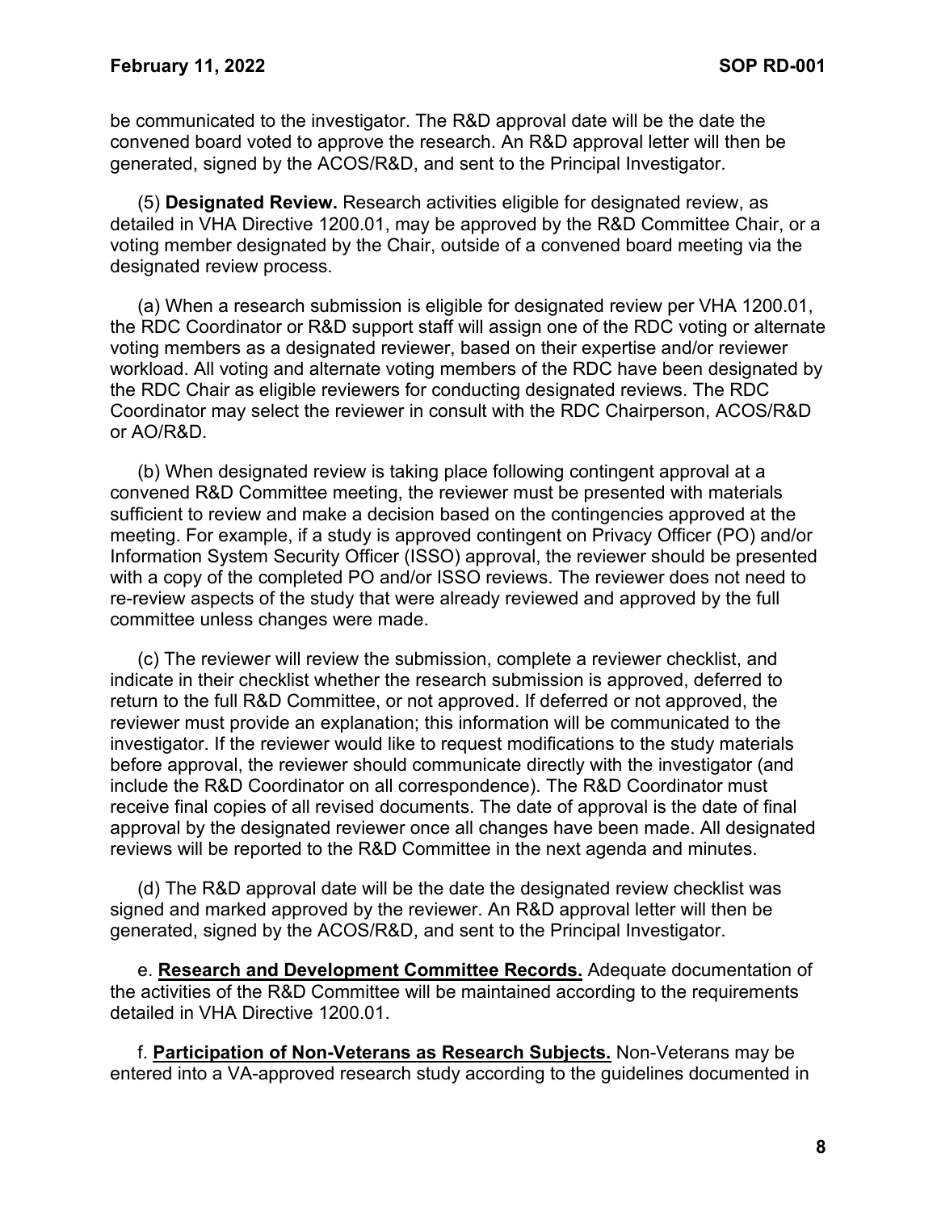be communicated to the investigator. The R&D approval date will be the date the convened board voted to approve the research. An R&D approval letter will then be generated, signed by the ACOS/R&D, and sent to the Principal Investigator.

(5) **Designated Review.** Research activities eligible for designated review, as detailed in VHA Directive 1200.01, may be approved by the R&D Committee Chair, or a voting member designated by the Chair, outside of a convened board meeting via the designated review process.

(a) When a research submission is eligible for designated review per VHA 1200.01, the RDC Coordinator or R&D support staff will assign one of the RDC voting or alternate voting members as a designated reviewer, based on their expertise and/or reviewer workload. All voting and alternate voting members of the RDC have been designated by the RDC Chair as eligible reviewers for conducting designated reviews. The RDC Coordinator may select the reviewer in consult with the RDC Chairperson, ACOS/R&D or AO/R&D.

(b) When designated review is taking place following contingent approval at a convened R&D Committee meeting, the reviewer must be presented with materials sufficient to review and make a decision based on the contingencies approved at the meeting. For example, if a study is approved contingent on Privacy Officer (PO) and/or Information System Security Officer (ISSO) approval, the reviewer should be presented with a copy of the completed PO and/or ISSO reviews. The reviewer does not need to re-review aspects of the study that were already reviewed and approved by the full committee unless changes were made.

(c) The reviewer will review the submission, complete a reviewer checklist, and indicate in their checklist whether the research submission is approved, deferred to return to the full R&D Committee, or not approved. If deferred or not approved, the reviewer must provide an explanation; this information will be communicated to the investigator. If the reviewer would like to request modifications to the study materials before approval, the reviewer should communicate directly with the investigator (and include the R&D Coordinator on all correspondence). The R&D Coordinator must receive final copies of all revised documents. The date of approval is the date of final approval by the designated reviewer once all changes have been made. All designated reviews will be reported to the R&D Committee in the next agenda and minutes.

(d) The R&D approval date will be the date the designated review checklist was signed and marked approved by the reviewer. An R&D approval letter will then be generated, signed by the ACOS/R&D, and sent to the Principal Investigator.

e. **Research and Development Committee Records.** Adequate documentation of the activities of the R&D Committee will be maintained according to the requirements detailed in VHA Directive 1200.01.

f. **Participation of Non-Veterans as Research Subjects.** Non-Veterans may be entered into a VA-approved research study according to the guidelines documented in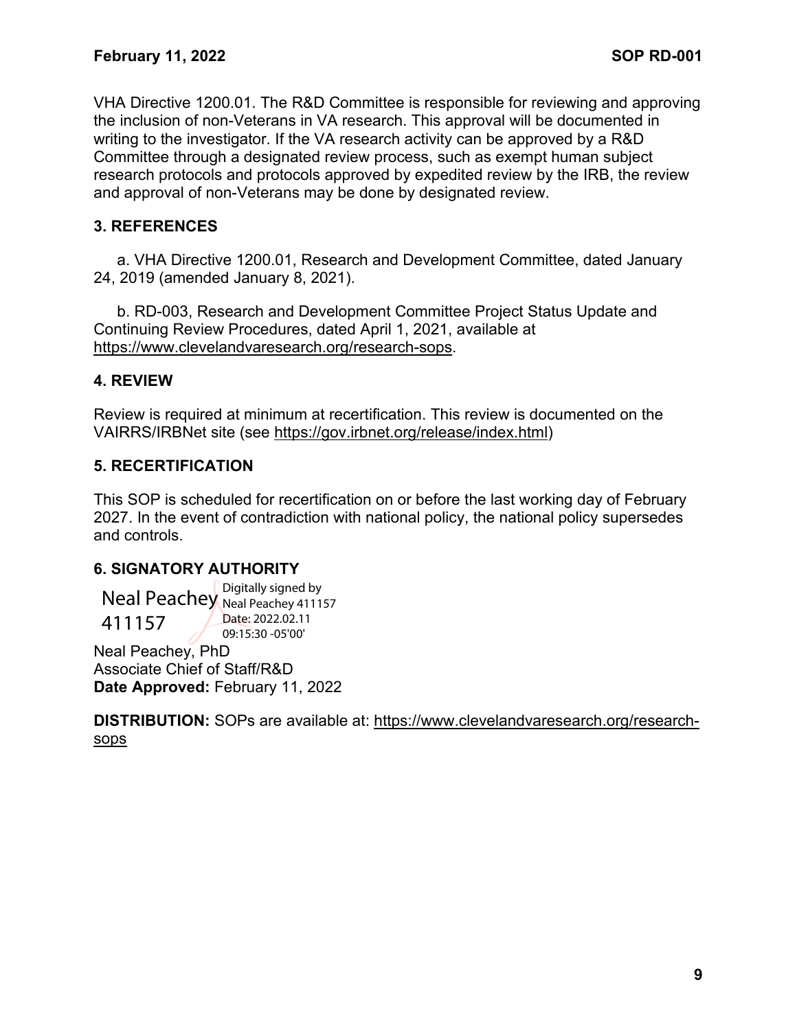VHA Directive 1200.01. The R&D Committee is responsible for reviewing and approving the inclusion of non-Veterans in VA research. This approval will be documented in writing to the investigator. If the VA research activity can be approved by a R&D Committee through a designated review process, such as exempt human subject research protocols and protocols approved by expedited review by the IRB, the review and approval of non-Veterans may be done by designated review.

## 3. REFERENCES

a. VHA Directive 1200.01, Research and Development Committee, dated January 24, 2019 (amended January 8, 2021).

b. RD-003, Research and Development Committee Project Status Update and Continuing Review Procedures, dated April 1, 2021, available at https://www.clevelandvaresearch.org/research-sops.

## 4. REVIEW

Review is required at minimum at recertification. This review is documented on the VAIRRS/IRBNet site (see https://gov.irbnet.org/release/index.html)

## 5. RECERTIFICATION

This SOP is scheduled for recertification on or before the last working day of February 2027. In the event of contradiction with national policy, the national policy supersedes and controls.

## 6. SIGNATORY AUTHORITY

Neal Peachey 411157
Digitally signed by Neal Peachey 411157
Date: 2022.02.11 09:15:30 -05'00'

Neal Peachey, PhD
Associate Chief of Staff/R&D
**Date Approved:** February 11, 2022

**DISTRIBUTION:** SOPs are available at: https://www.clevelandvaresearch.org/research-sops